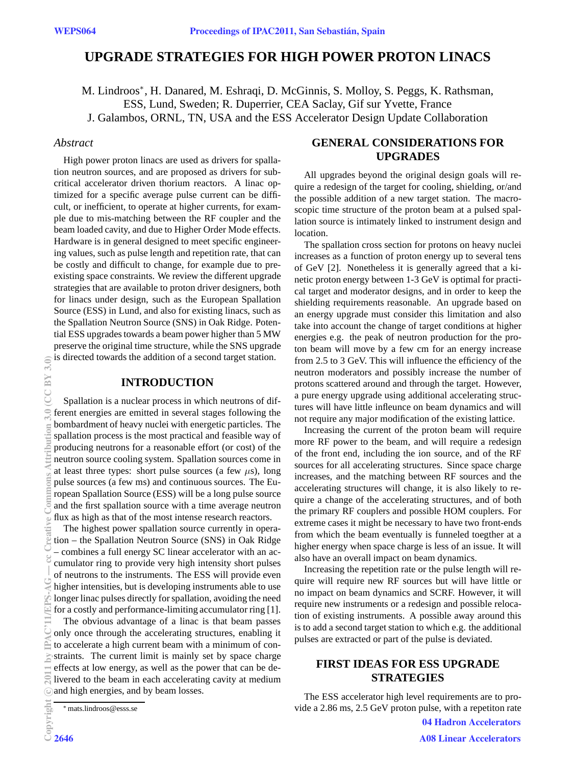# UPGRADE STRATEGIES FOR HIGH POWER PROTON LINACS

M. Lindroos*, H. Danared, M. Eshraqi, D. McGinnis, S. Molloy, S. Peggs, K. Rathsman, ESS, Lund, Sweden; R. Duperrier, CEA Saclay, Gif sur Yvette, France J. Galambos, ORNL, TN, USA and the ESS Accelerator Design Update Collaboration

## *Abstract*

High power proton linacs are used as drivers for spallation neutron sources, and are proposed as drivers for subcritical accelerator driven thorium reactors. A linac optimized for a specific average pulse current can be difficult, or inefficient, to operate at higher currents, for example due to mis-matching between the RF coupler and the beam loaded cavity, and due to Higher Order Mode effects. Hardware is in general designed to meet specific engineering values, such as pulse length and repetition rate, that can be costly and difficult to change, for example due to preexisting space constraints. We review the different upgrade strategies that are available to proton driver designers, both for linacs under design, such as the European Spallation Source (ESS) in Lund, and also for existing linacs, such as the Spallation Neutron Source (SNS) in Oak Ridge. Potential ESS upgrades towards a beam power higher than 5 MW preserve the original time structure, while the SNS upgrade is directed towards the addition of a second target station.

## INTRODUCTION

Spallation is a nuclear process in which neutrons of different energies are emitted in several stages following the bombardment of heavy nuclei with energetic particles. The spallation process is the most practical and feasible way of producing neutrons for a reasonable effort (or cost) of the neutron source cooling system. Spallation sources come in at least three types: short pulse sources (a few $\mu$s), long pulse sources (a few ms) and continuous sources. The European Spallation Source (ESS) will be a long pulse source and the first spallation source with a time average neutron flux as high as that of the most intense research reactors.

The highest power spallation source currently in operation – the Spallation Neutron Source (SNS) in Oak Ridge – combines a full energy SC linear accelerator with an accumulator ring to provide very high intensity short pulses of neutrons to the instruments. The ESS will provide even higher intensities, but is developing instruments able to use longer linac pulses directly for spallation, avoiding the need for a costly and performance-limiting accumulator ring [1].

The obvious advantage of a linac is that beam passes only once through the accelerating structures, enabling it to accelerate a high current beam with a minimum of constraints. The current limit is mainly set by space charge effects at low energy, as well as the power that can be delivered to the beam in each accelerating cavity at medium and high energies, and by beam losses.

## GENERAL CONSIDERATIONS FOR UPGRADES

All upgrades beyond the original design goals will require a redesign of the target for cooling, shielding, or/and the possible addition of a new target station. The macroscopic time structure of the proton beam at a pulsed spallation source is intimately linked to instrument design and location.

The spallation cross section for protons on heavy nuclei increases as a function of proton energy up to several tens of GeV [2]. Nonetheless it is generally agreed that a kinetic proton energy between 1-3 GeV is optimal for practical target and moderator designs, and in order to keep the shielding requirements reasonable. An upgrade based on an energy upgrade must consider this limitation and also take into account the change of target conditions at higher energies e.g. the peak of neutron production for the proton beam will move by a few cm for an energy increase from 2.5 to 3 GeV. This will influence the efficiency of the neutron moderators and possibly increase the number of protons scattered around and through the target. However, a pure energy upgrade using additional accelerating structures will have little infleunce on beam dynamics and will not require any major modification of the existing lattice.

Increasing the current of the proton beam will require more RF power to the beam, and will require a redesign of the front end, including the ion source, and of the RF sources for all accelerating structures. Since space charge increases, and the matching between RF sources and the accelerating structures will change, it is also likely to require a change of the accelerating structures, and of both the primary RF couplers and possible HOM couplers. For extreme cases it might be necessary to have two front-ends from which the beam eventually is funneled toegther at a higher energy when space charge is less of an issue. It will also have an overall impact on beam dynamics.

Increasing the repetition rate or the pulse length will require will require new RF sources but will have little or no impact on beam dynamics and SCRF. However, it will require new instruments or a redesign and possible relocation of existing instruments. A possible away around this is to add a second target station to which e.g. the additional pulses are extracted or part of the pulse is deviated.

## FIRST IDEAS FOR ESS UPGRADE STRATEGIES

The ESS accelerator high level requirements are to provide a 2.86 ms, 2.5 GeV proton pulse, with a repetiton rate

* mats.lindroos@esss.se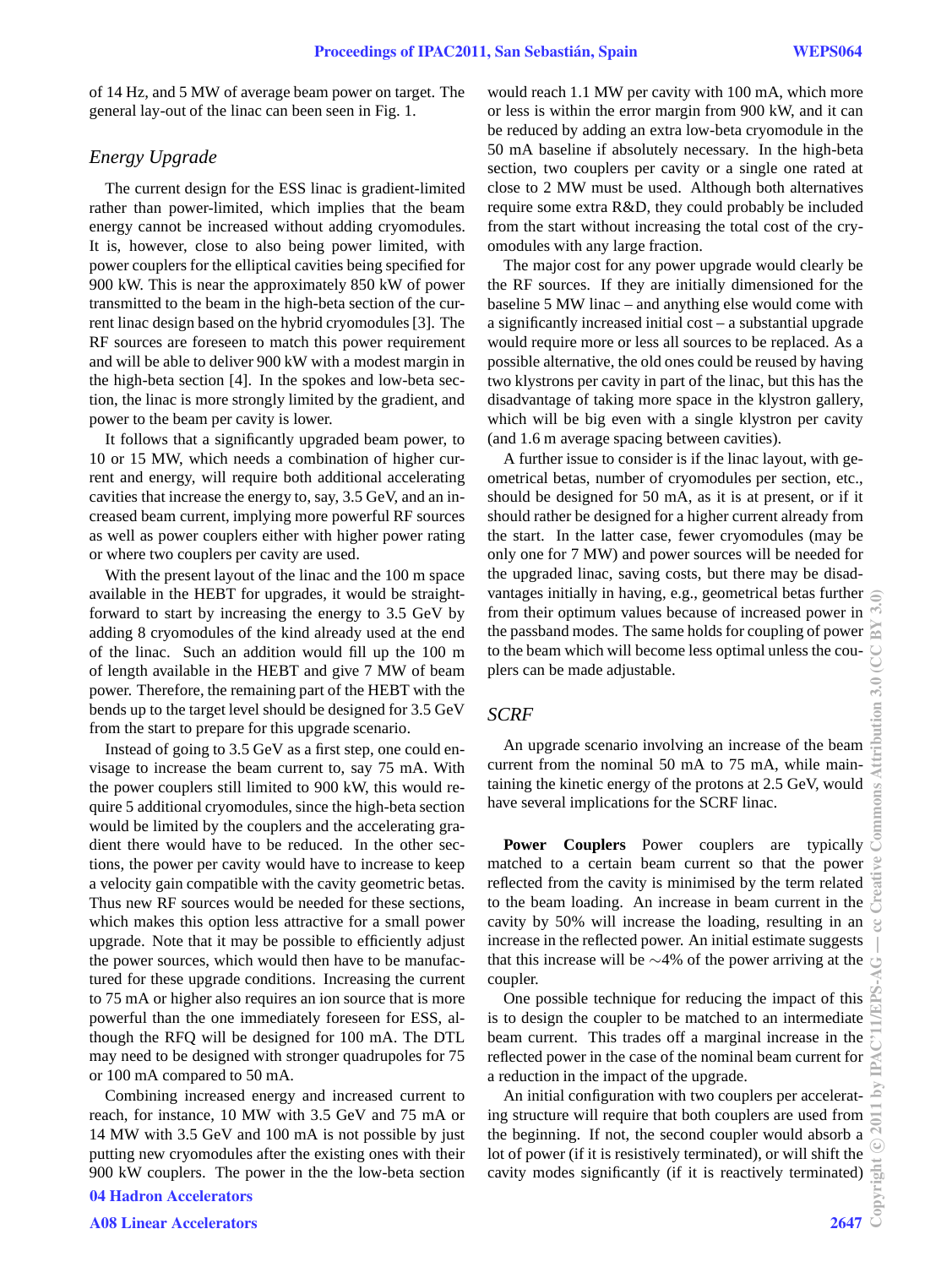of 14 Hz, and 5 MW of average beam power on target. The general lay-out of the linac can been seen in Fig. 1.

### *Energy Upgrade*

The current design for the ESS linac is gradient-limited rather than power-limited, which implies that the beam energy cannot be increased without adding cryomodules. It is, however, close to also being power limited, with power couplers for the elliptical cavities being specified for 900 kW. This is near the approximately 850 kW of power transmitted to the beam in the high-beta section of the current linac design based on the hybrid cryomodules [3]. The RF sources are foreseen to match this power requirement and will be able to deliver 900 kW with a modest margin in the high-beta section [4]. In the spokes and low-beta section, the linac is more strongly limited by the gradient, and power to the beam per cavity is lower.

It follows that a significantly upgraded beam power, to 10 or 15 MW, which needs a combination of higher current and energy, will require both additional accelerating cavities that increase the energy to, say, 3.5 GeV, and an increased beam current, implying more powerful RF sources as well as power couplers either with higher power rating or where two couplers per cavity are used.

With the present layout of the linac and the 100 m space available in the HEBT for upgrades, it would be straightforward to start by increasing the energy to 3.5 GeV by adding 8 cryomodules of the kind already used at the end of the linac. Such an addition would fill up the 100 m of length available in the HEBT and give 7 MW of beam power. Therefore, the remaining part of the HEBT with the bends up to the target level should be designed for 3.5 GeV from the start to prepare for this upgrade scenario.

Instead of going to 3.5 GeV as a first step, one could envisage to increase the beam current to, say 75 mA. With the power couplers still limited to 900 kW, this would require 5 additional cryomodules, since the high-beta section would be limited by the couplers and the accelerating gradient there would have to be reduced. In the other sections, the power per cavity would have to increase to keep a velocity gain compatible with the cavity geometric betas. Thus new RF sources would be needed for these sections, which makes this option less attractive for a small power upgrade. Note that it may be possible to efficiently adjust the power sources, which would then have to be manufactured for these upgrade conditions. Increasing the current to 75 mA or higher also requires an ion source that is more powerful than the one immediately foreseen for ESS, although the RFQ will be designed for 100 mA. The DTL may need to be designed with stronger quadrupoles for 75 or 100 mA compared to 50 mA.

Combining increased energy and increased current to reach, for instance, 10 MW with 3.5 GeV and 75 mA or 14 MW with 3.5 GeV and 100 mA is not possible by just putting new cryomodules after the existing ones with their 900 kW couplers. The power in the the low-beta section would reach 1.1 MW per cavity with 100 mA, which more or less is within the error margin from 900 kW, and it can be reduced by adding an extra low-beta cryomodule in the 50 mA baseline if absolutely necessary. In the high-beta section, two couplers per cavity or a single one rated at close to 2 MW must be used. Although both alternatives require some extra R&D, they could probably be included from the start without increasing the total cost of the cryomodules with any large fraction.

The major cost for any power upgrade would clearly be the RF sources. If they are initially dimensioned for the baseline 5 MW linac – and anything else would come with a significantly increased initial cost – a substantial upgrade would require more or less all sources to be replaced. As a possible alternative, the old ones could be reused by having two klystrons per cavity in part of the linac, but this has the disadvantage of taking more space in the klystron gallery, which will be big even with a single klystron per cavity (and 1.6 m average spacing between cavities).

A further issue to consider is if the linac layout, with geometrical betas, number of cryomodules per section, etc., should be designed for 50 mA, as it is at present, or if it should rather be designed for a higher current already from the start. In the latter case, fewer cryomodules (may be only one for 7 MW) and power sources will be needed for the upgraded linac, saving costs, but there may be disadvantages initially in having, e.g., geometrical betas further from their optimum values because of increased power in the passband modes. The same holds for coupling of power to the beam which will become less optimal unless the couplers can be made adjustable.

### *SCRF*

An upgrade scenario involving an increase of the beam current from the nominal 50 mA to 75 mA, while maintaining the kinetic energy of the protons at 2.5 GeV, would have several implications for the SCRF linac.

**Power Couplers** Power couplers are typically matched to a certain beam current so that the power reflected from the cavity is minimised by the term related to the beam loading. An increase in beam current in the cavity by 50% will increase the loading, resulting in an increase in the reflected power. An initial estimate suggests that this increase will be ∼4% of the power arriving at the coupler.

One possible technique for reducing the impact of this is to design the coupler to be matched to an intermediate beam current. This trades off a marginal increase in the reflected power in the case of the nominal beam current for a reduction in the impact of the upgrade.

An initial configuration with two couplers per accelerating structure will require that both couplers are used from the beginning. If not, the second coupler would absorb a lot of power (if it is resistively terminated), or will shift the cavity modes significantly (if it is reactively terminated)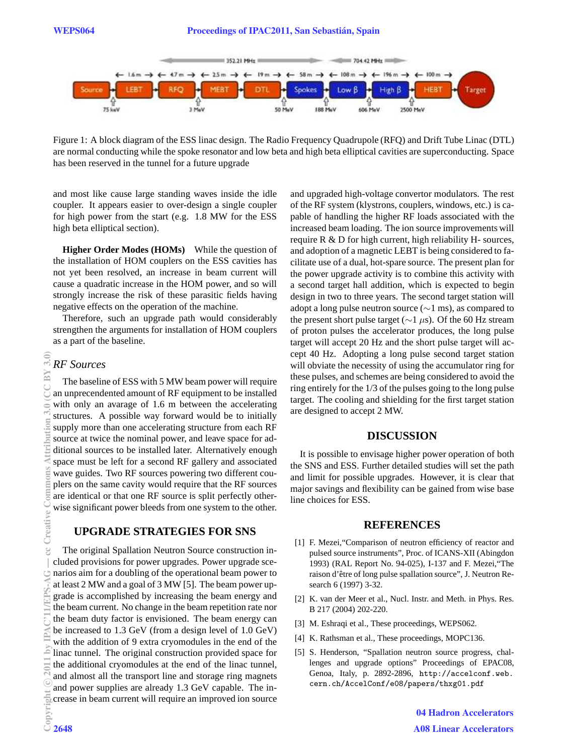352.21 MHz

704.42 MHz

← 1.6 m → ← 4.7 m → ← 2.5 m → ← 19 m → ← 58 m → ← 108 m → ← 196 m → ← 100 m →

Source

LEBT

RFQ

MEBT

DTL

Spokes

Low β

High β

HEBT

Target

75 keV

3 MeV

50 MeV

188 MeV

606 MeV

2500 MeV

Figure 1: A block diagram of the ESS linac design. The Radio Frequency Quadrupole (RFQ) and Drift Tube Linac (DTL) are normal conducting while the spoke resonator and low beta and high beta elliptical cavities are superconducting. Space has been reserved in the tunnel for a future upgrade

and most like cause large standing waves inside the idle coupler. It appears easier to over-design a single coupler for high power from the start (e.g. 1.8 MW for the ESS high beta elliptical section).

**Higher Order Modes (HOMs)** While the question of the installation of HOM couplers on the ESS cavities has not yet been resolved, an increase in beam current will cause a quadratic increase in the HOM power, and so will strongly increase the risk of these parasitic fields having negative effects on the operation of the machine.

Therefore, such an upgrade path would considerably strengthen the arguments for installation of HOM couplers as a part of the baseline.

### *RF Sources*

The baseline of ESS with 5 MW beam power will require an unprecendented amount of RF equipment to be installed with only an avarage of 1.6 m between the accelerating structures. A possible way forward would be to initially supply more than one accelerating structure from each RF source at twice the nominal power, and leave space for additional sources to be installed later. Alternatively enough space must be left for a second RF gallery and associated wave guides. Two RF sources powering two different couplers on the same cavity would require that the RF sources are identical or that one RF source is split perfectly otherwise significant power bleeds from one system to the other.

## UPGRADE STRATEGIES FOR SNS

The original Spallation Neutron Source construction included provisions for power upgrades. Power upgrade scenarios aim for a doubling of the operational beam power to at least 2 MW and a goal of 3 MW [5]. The beam power upgrade is accomplished by increasing the beam energy and the beam current. No change in the beam repetition rate nor the beam duty factor is envisioned. The beam energy can be increased to 1.3 GeV (from a design level of 1.0 GeV) with the addition of 9 extra cryomodules in the end of the linac tunnel. The original construction provided space for the additional cryomodules at the end of the linac tunnel, and almost all the transport line and storage ring magnets and power supplies are already 1.3 GeV capable. The increase in beam current will require an improved ion source and upgraded high-voltage convertor modulators. The rest of the RF system (klystrons, couplers, windows, etc.) is capable of handling the higher RF loads associated with the increased beam loading. The ion source improvements will require R & D for high current, high reliability H- sources, and adoption of a magnetic LEBT is being considered to facilitate use of a dual, hot-spare source. The present plan for the power upgrade activity is to combine this activity with a second target hall addition, which is expected to begin design in two to three years. The second target station will adopt a long pulse neutron source (∼1 ms), as compared to the present short pulse target (∼1 $\mu$s). Of the 60 Hz stream of proton pulses the accelerator produces, the long pulse target will accept 20 Hz and the short pulse target will accept 40 Hz. Adopting a long pulse second target station will obviate the necessity of using the accumulator ring for these pulses, and schemes are being considered to avoid the ring entirely for the 1/3 of the pulses going to the long pulse target. The cooling and shielding for the first target station are designed to accept 2 MW.

## DISCUSSION

It is possible to envisage higher power operation of both the SNS and ESS. Further detailed studies will set the path and limit for possible upgrades. However, it is clear that major savings and flexibility can be gained from wise base line choices for ESS.

## REFERENCES

[1] F. Mezei,“Comparison of neutron efficiency of reactor and pulsed source instruments”, Proc. of ICANS-XII (Abingdon 1993) (RAL Report No. 94-025), I-137 and F. Mezei,“The raison d'être of long pulse spallation source”, J. Neutron Research 6 (1997) 3-32.

[2] K. van der Meer et al., Nucl. Instr. and Meth. in Phys. Res. B 217 (2004) 202-220.

[3] M. Eshraqi et al., These proceedings, WEPS062.

[4] K. Rathsman et al., These proceedings, MOPC136.

[5] S. Henderson, “Spallation neutron source progress, challenges and upgrade options” Proceedings of EPAC08, Genoa, Italy, p. 2892-2896, http://accelconf.web.cern.ch/AccelConf/e08/papers/thxg01.pdf